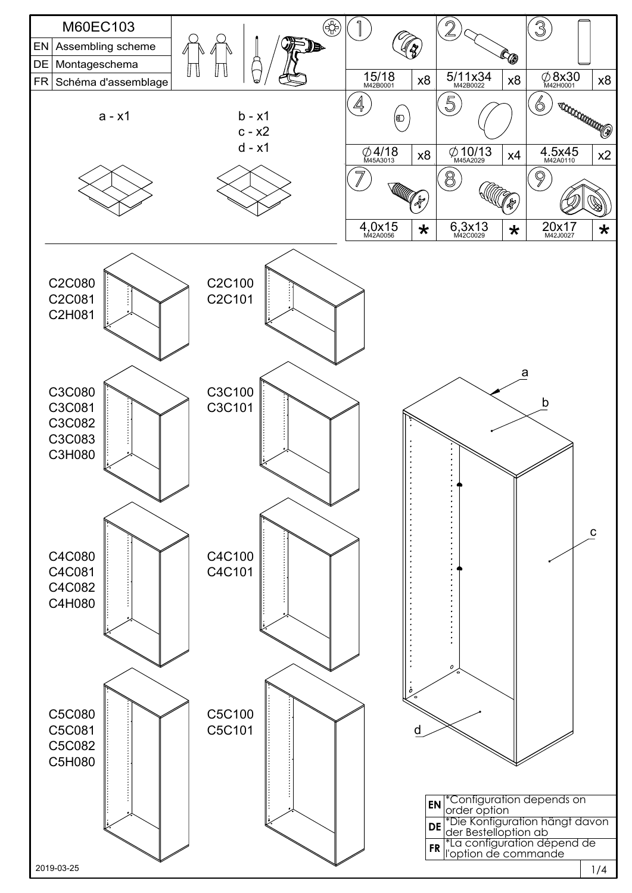# M60EC103

| | |
|---|---|
| EN | Assembling scheme |
| DE | Montageschema |
| FR | Schéma d'assemblage |

| # | Size | Code | Qty |
|---|---|---|---|
| 1 | 15/18 | M42B0001 | x8 |
| 2 | 5/11x34 | M42B0022 | x8 |
| 3 | ∅8x30 | M42H0001 | x8 |
| 4 | ∅4/18 | M45A3013 | x8 |
| 5 | ∅10/13 | M45A2029 | x4 |
| 6 | 4.5x45 | M42A0110 | x2 |
| 7 | 4,0x15 | M42A0056 | * |
| 8 | 6,3x13 | M42C0029 | * |
| 9 | 20x17 | M42J0027 | * |

a - x1

b - x1
c - x2
d - x1

C2C080
C2C081
C2H081

C2C100
C2C101

C3C080
C3C081
C3C082
C3C083
C3H080

C3C100
C3C101

C4C080
C4C081
C4C082
C4H080

C4C100
C4C101

C5C080
C5C081
C5C082
C5H080

C5C100
C5C101

a
b
c
d

| | |
|---|---|
| EN | *Configuration depends on order option |
| DE | *Die Konfiguration hängt davon der Bestelloption ab |
| FR | *La configuration dépend de l'option de commande |

2019-03-25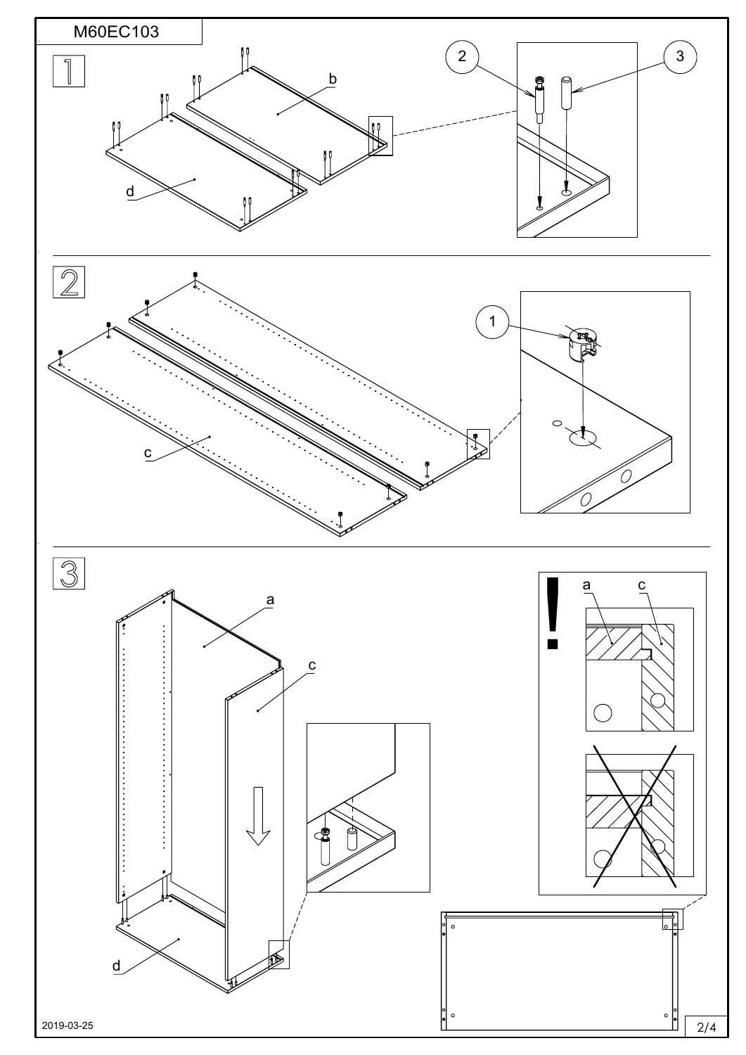M60EC103

1

b

d

2

3

2

1

c

3

a

c

d

!

a c

2019-03-25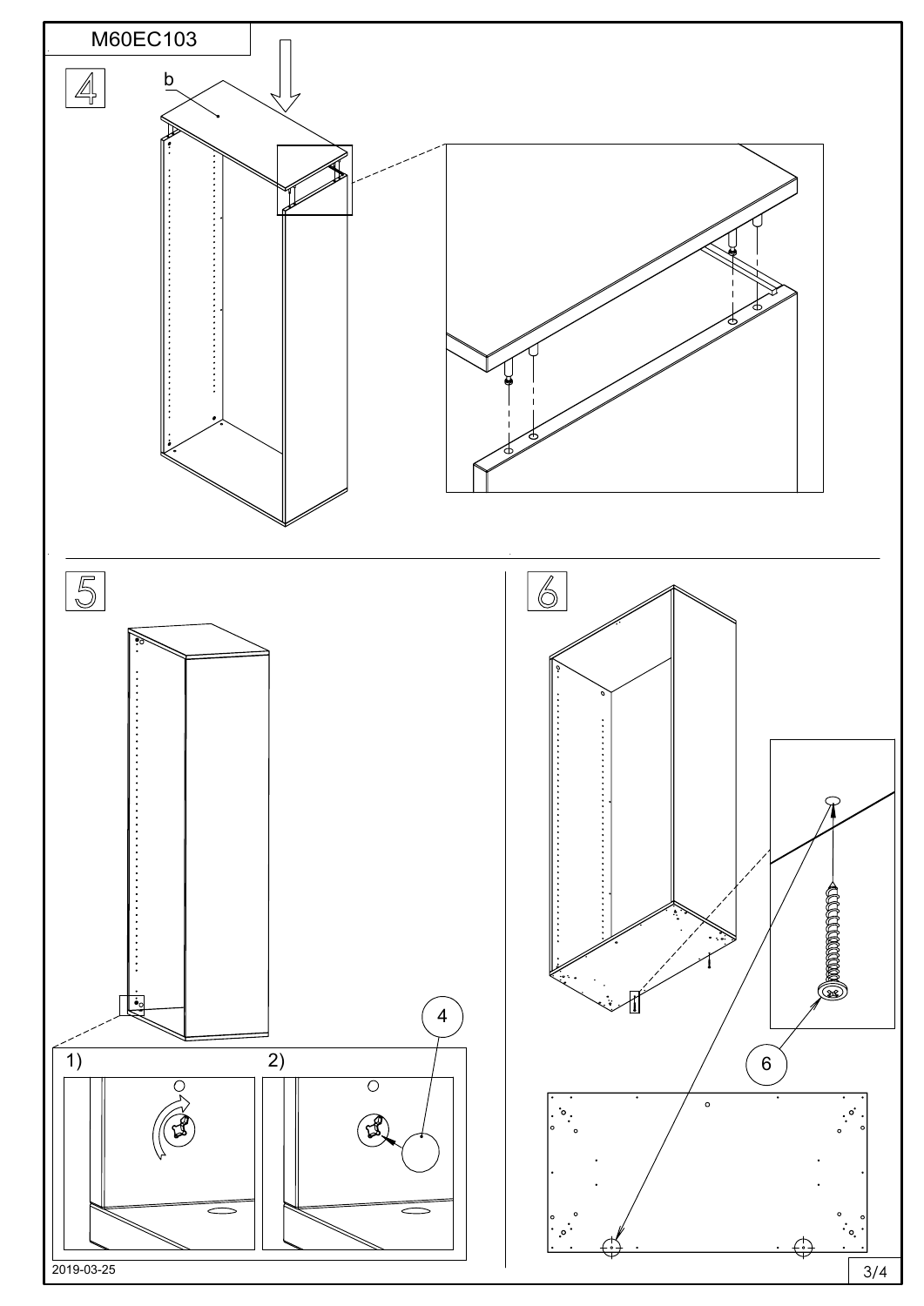M60EC103

4

b

5

1)

2)

4

6

6

2019-03-25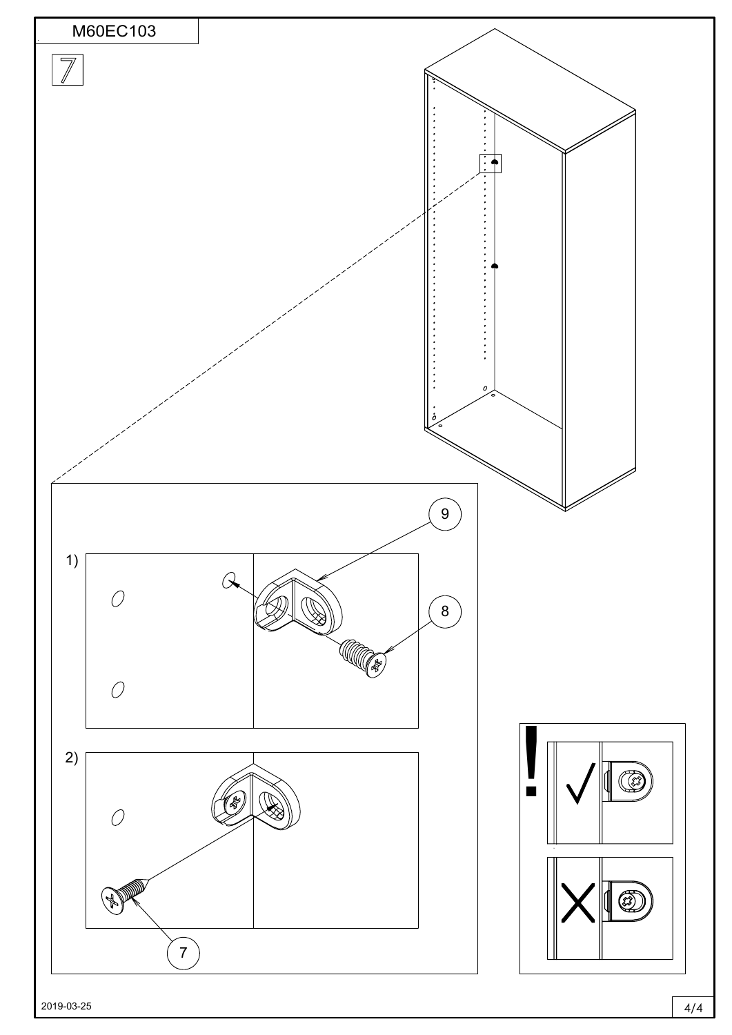M60EC103

7

1)

9

8

2)

7

2019-03-25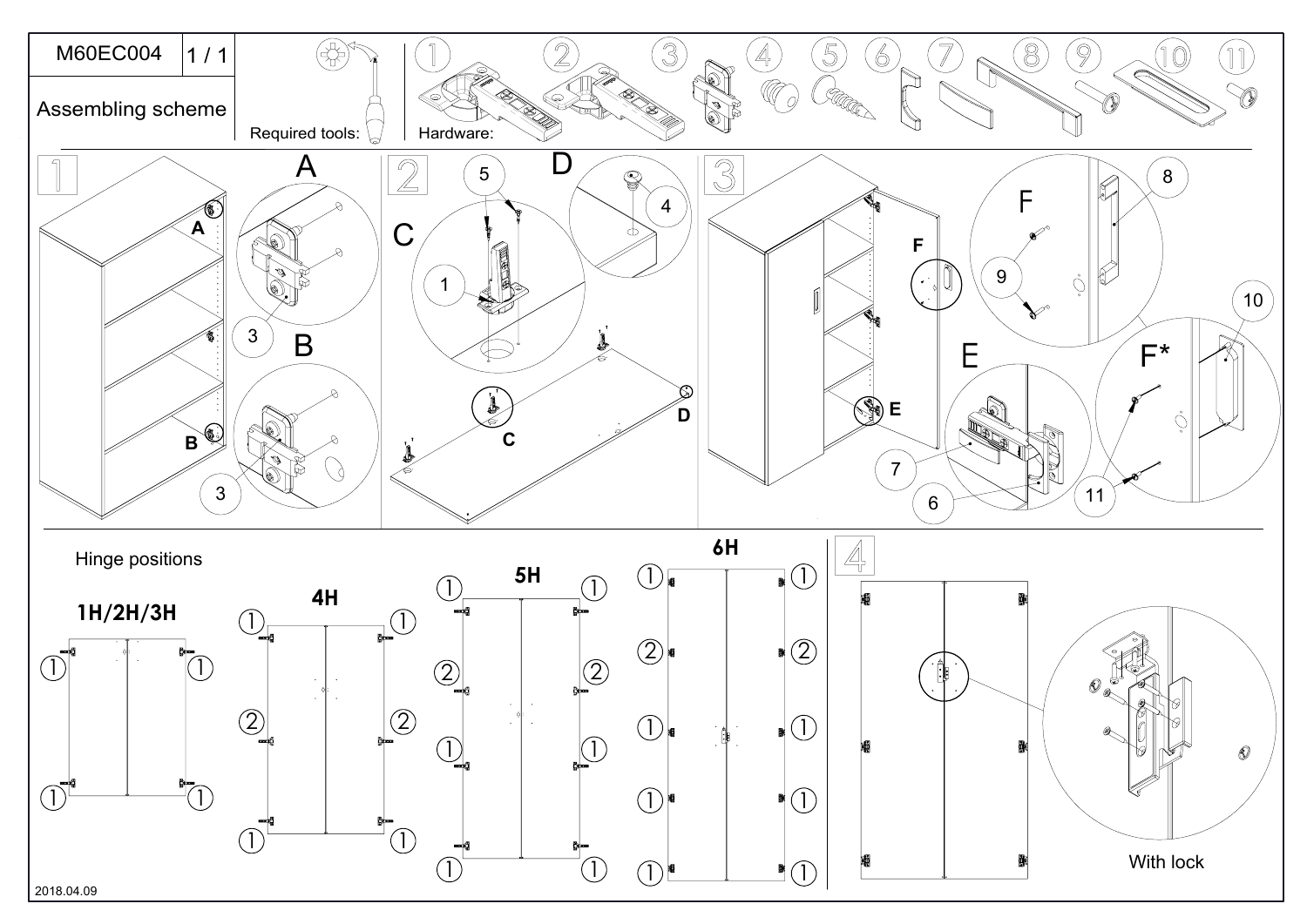| M60EC004 | 1 / 1 |
| --- | --- |
| Assembling scheme | |

Required tools:

Hardware:

1 2 3 4 5 6 7 8 9 10 11

1

A

B

3

3

2

C

D

5

1

4

3

F

E

8

9

10

F*

7

6

11

Hinge positions

1H/2H/3H

4H

5H

6H

4

With lock

2018.04.09